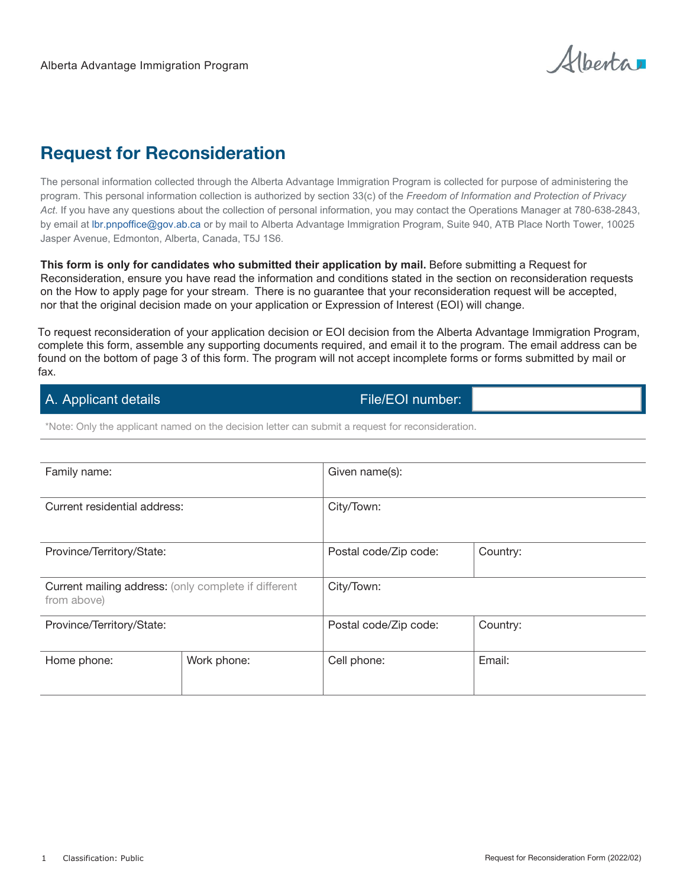Alberta Advantage Immigration Program

# Request for Reconsideration

The personal information collected through the Alberta Advantage Immigration Program is collected for purpose of administering the program. This personal information collection is authorized by section 33(c) of the *Freedom of Information and Protection of Privacy Act*. If you have any questions about the collection of personal information, you may contact the Operations Manager at 780-638-2843, by email at lbr.pnpoffice@gov.ab.ca or by mail to Alberta Advantage Immigration Program, Suite 940, ATB Place North Tower, 10025 Jasper Avenue, Edmonton, Alberta, Canada, T5J 1S6.

**This form is only for candidates who submitted their application by mail.** Before submitting a Request for Reconsideration, ensure you have read the information and conditions stated in the section on reconsideration requests on the How to apply page for your stream. There is no guarantee that your reconsideration request will be accepted, nor that the original decision made on your application or Expression of Interest (EOI) will change.

To request reconsideration of your application decision or EOI decision from the Alberta Advantage Immigration Program, complete this form, assemble any supporting documents required, and email it to the program. The email address can be found on the bottom of page 3 of this form. The program will not accept incomplete forms or forms submitted by mail or fax.

## A. Applicant details

File/EOI number:

*Note: Only the applicant named on the decision letter can submit a request for reconsideration.

| Family name: | | Given name(s): | |
|---|---|---|---|
| Current residential address: | | City/Town: | |
| Province/Territory/State: | | Postal code/Zip code: | Country: |
| Current mailing address: (only complete if different from above) | | City/Town: | |
| Province/Territory/State: | | Postal code/Zip code: | Country: |
| Home phone: | Work phone: | Cell phone: | Email: |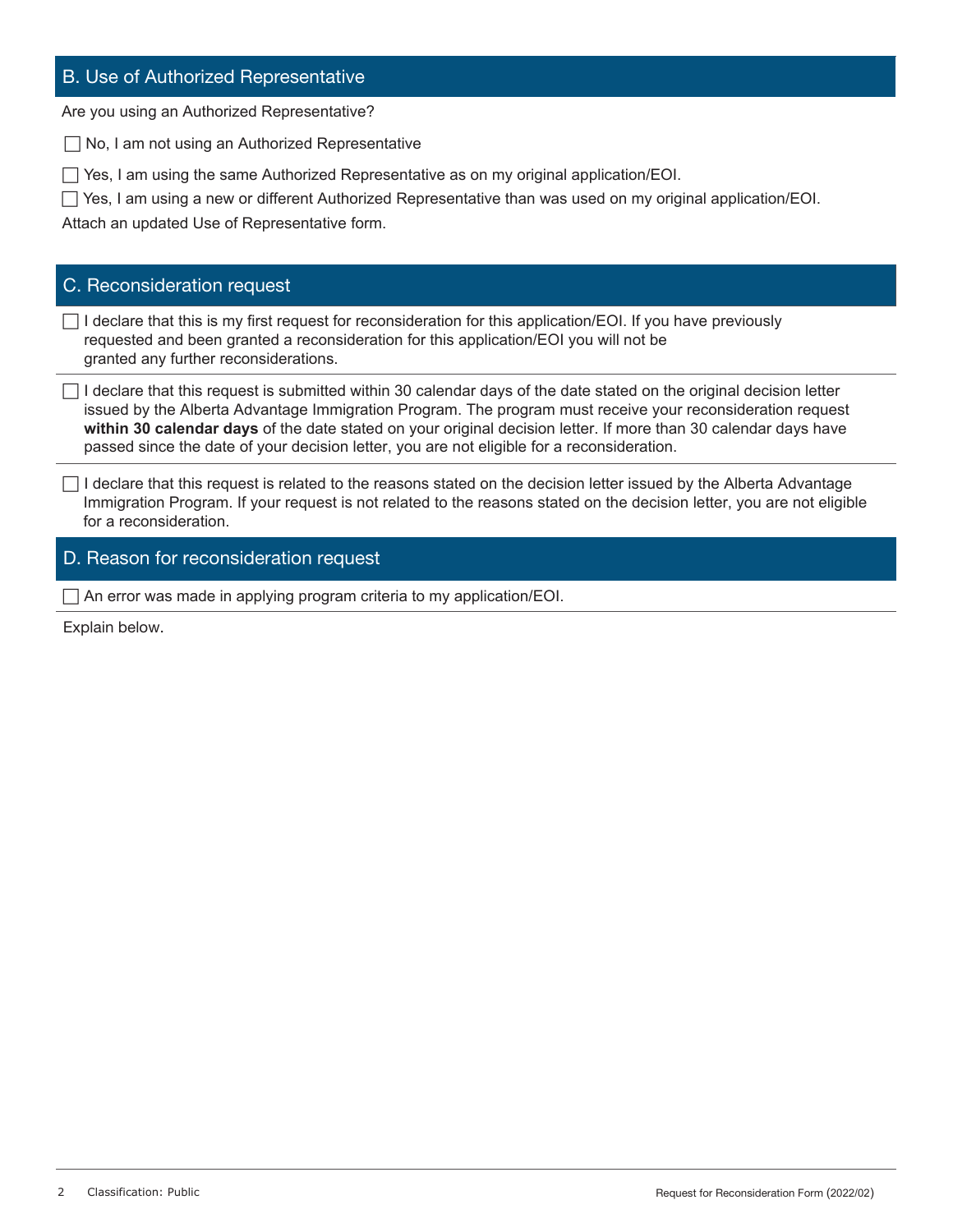## B. Use of Authorized Representative

Are you using an Authorized Representative?

☐ No, I am not using an Authorized Representative

☐ Yes, I am using the same Authorized Representative as on my original application/EOI.

☐ Yes, I am using a new or different Authorized Representative than was used on my original application/EOI.

Attach an updated Use of Representative form.

## C. Reconsideration request

☐ I declare that this is my first request for reconsideration for this application/EOI. If you have previously requested and been granted a reconsideration for this application/EOI you will not be granted any further reconsiderations.

☐ I declare that this request is submitted within 30 calendar days of the date stated on the original decision letter issued by the Alberta Advantage Immigration Program. The program must receive your reconsideration request **within 30 calendar days** of the date stated on your original decision letter. If more than 30 calendar days have passed since the date of your decision letter, you are not eligible for a reconsideration.

☐ I declare that this request is related to the reasons stated on the decision letter issued by the Alberta Advantage Immigration Program. If your request is not related to the reasons stated on the decision letter, you are not eligible for a reconsideration.

## D. Reason for reconsideration request

☐ An error was made in applying program criteria to my application/EOI.

Explain below.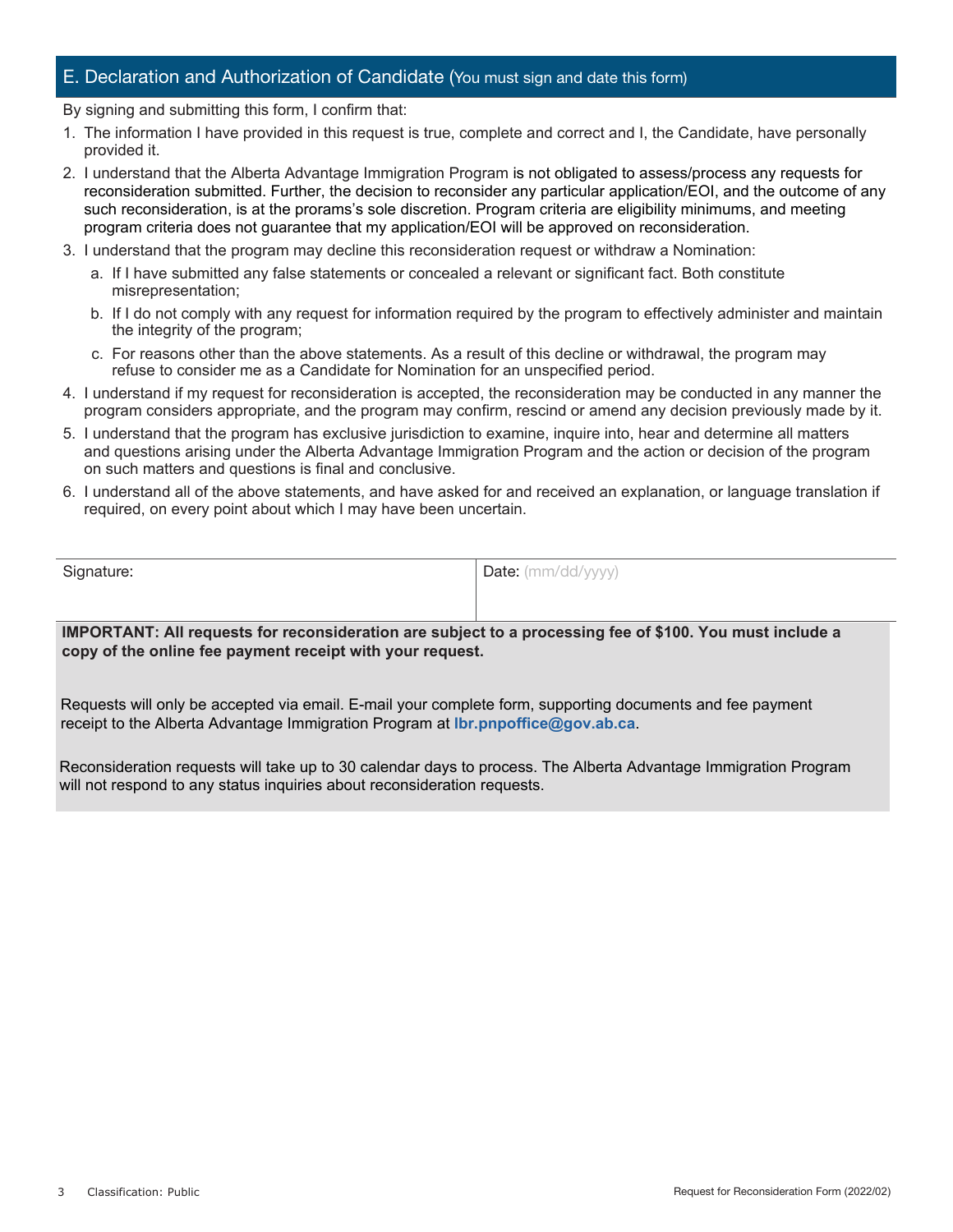## E. Declaration and Authorization of Candidate (You must sign and date this form)

By signing and submitting this form, I confirm that:

1. The information I have provided in this request is true, complete and correct and I, the Candidate, have personally provided it.
2. I understand that the Alberta Advantage Immigration Program is not obligated to assess/process any requests for reconsideration submitted. Further, the decision to reconsider any particular application/EOI, and the outcome of any such reconsideration, is at the proram's's sole discretion. Program criteria are eligibility minimums, and meeting program criteria does not guarantee that my application/EOI will be approved on reconsideration.
3. I understand that the program may decline this reconsideration request or withdraw a Nomination:
   a. If I have submitted any false statements or concealed a relevant or significant fact. Both constitute misrepresentation;
   b. If I do not comply with any request for information required by the program to effectively administer and maintain the integrity of the program;
   c. For reasons other than the above statements. As a result of this decline or withdrawal, the program may refuse to consider me as a Candidate for Nomination for an unspecified period.
4. I understand if my request for reconsideration is accepted, the reconsideration may be conducted in any manner the program considers appropriate, and the program may confirm, rescind or amend any decision previously made by it.
5. I understand that the program has exclusive jurisdiction to examine, inquire into, hear and determine all matters and questions arising under the Alberta Advantage Immigration Program and the action or decision of the program on such matters and questions is final and conclusive.
6. I understand all of the above statements, and have asked for and received an explanation, or language translation if required, on every point about which I may have been uncertain.

| Signature: | Date: (mm/dd/yyyy) |
|---|---|
| | |

**IMPORTANT: All requests for reconsideration are subject to a processing fee of $100. You must include a copy of the online fee payment receipt with your request.**

Requests will only be accepted via email. E-mail your complete form, supporting documents and fee payment receipt to the Alberta Advantage Immigration Program at **lbr.pnpoffice@gov.ab.ca**.

Reconsideration requests will take up to 30 calendar days to process. The Alberta Advantage Immigration Program will not respond to any status inquiries about reconsideration requests.